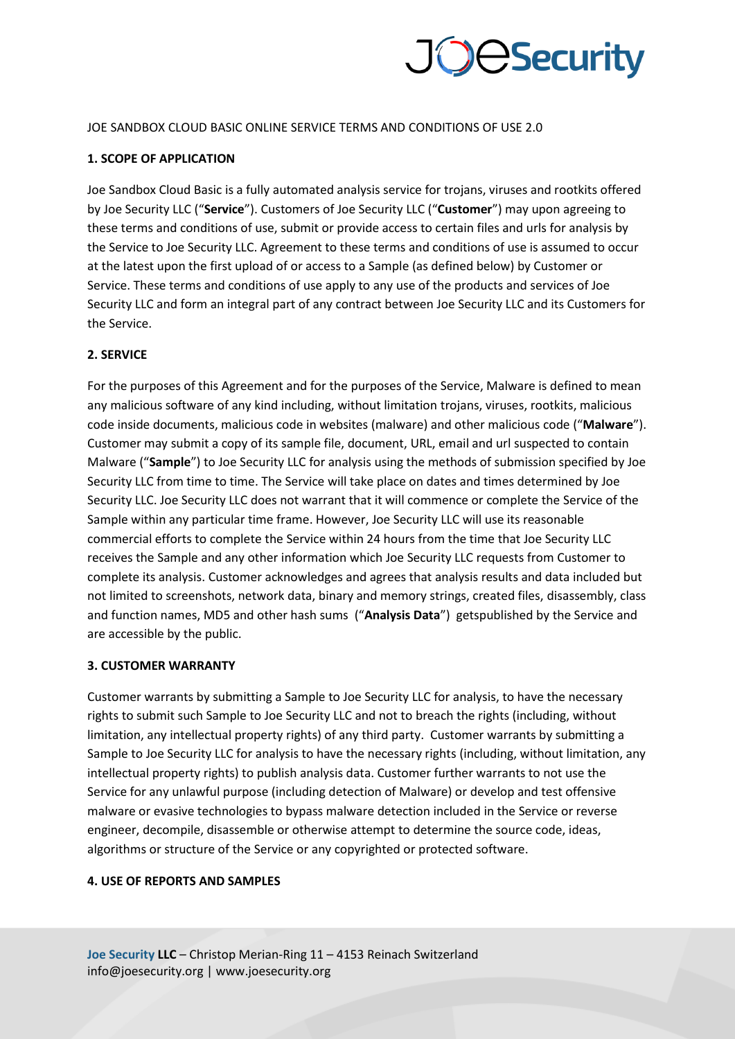JOE SANDBOX CLOUD BASIC ONLINE SERVICE TERMS AND CONDITIONS OF USE 2.0

**1. SCOPE OF APPLICATION**

Joe Sandbox Cloud Basic is a fully automated analysis service for trojans, viruses and rootkits offered by Joe Security LLC ("**Service**"). Customers of Joe Security LLC ("**Customer**") may upon agreeing to these terms and conditions of use, submit or provide access to certain files and urls for analysis by the Service to Joe Security LLC. Agreement to these terms and conditions of use is assumed to occur at the latest upon the first upload of or access to a Sample (as defined below) by Customer or Service. These terms and conditions of use apply to any use of the products and services of Joe Security LLC and form an integral part of any contract between Joe Security LLC and its Customers for the Service.

**2. SERVICE**

For the purposes of this Agreement and for the purposes of the Service, Malware is defined to mean any malicious software of any kind including, without limitation trojans, viruses, rootkits, malicious code inside documents, malicious code in websites (malware) and other malicious code ("**Malware**"). Customer may submit a copy of its sample file, document, URL, email and url suspected to contain Malware ("**Sample**") to Joe Security LLC for analysis using the methods of submission specified by Joe Security LLC from time to time. The Service will take place on dates and times determined by Joe Security LLC. Joe Security LLC does not warrant that it will commence or complete the Service of the Sample within any particular time frame. However, Joe Security LLC will use its reasonable commercial efforts to complete the Service within 24 hours from the time that Joe Security LLC receives the Sample and any other information which Joe Security LLC requests from Customer to complete its analysis. Customer acknowledges and agrees that analysis results and data included but not limited to screenshots, network data, binary and memory strings, created files, disassembly, class and function names, MD5 and other hash sums ("**Analysis Data**") getspublished by the Service and are accessible by the public.

**3. CUSTOMER WARRANTY**

Customer warrants by submitting a Sample to Joe Security LLC for analysis, to have the necessary rights to submit such Sample to Joe Security LLC and not to breach the rights (including, without limitation, any intellectual property rights) of any third party. Customer warrants by submitting a Sample to Joe Security LLC for analysis to have the necessary rights (including, without limitation, any intellectual property rights) to publish analysis data. Customer further warrants to not use the Service for any unlawful purpose (including detection of Malware) or develop and test offensive malware or evasive technologies to bypass malware detection included in the Service or reverse engineer, decompile, disassemble or otherwise attempt to determine the source code, ideas, algorithms or structure of the Service or any copyrighted or protected software.

**4. USE OF REPORTS AND SAMPLES**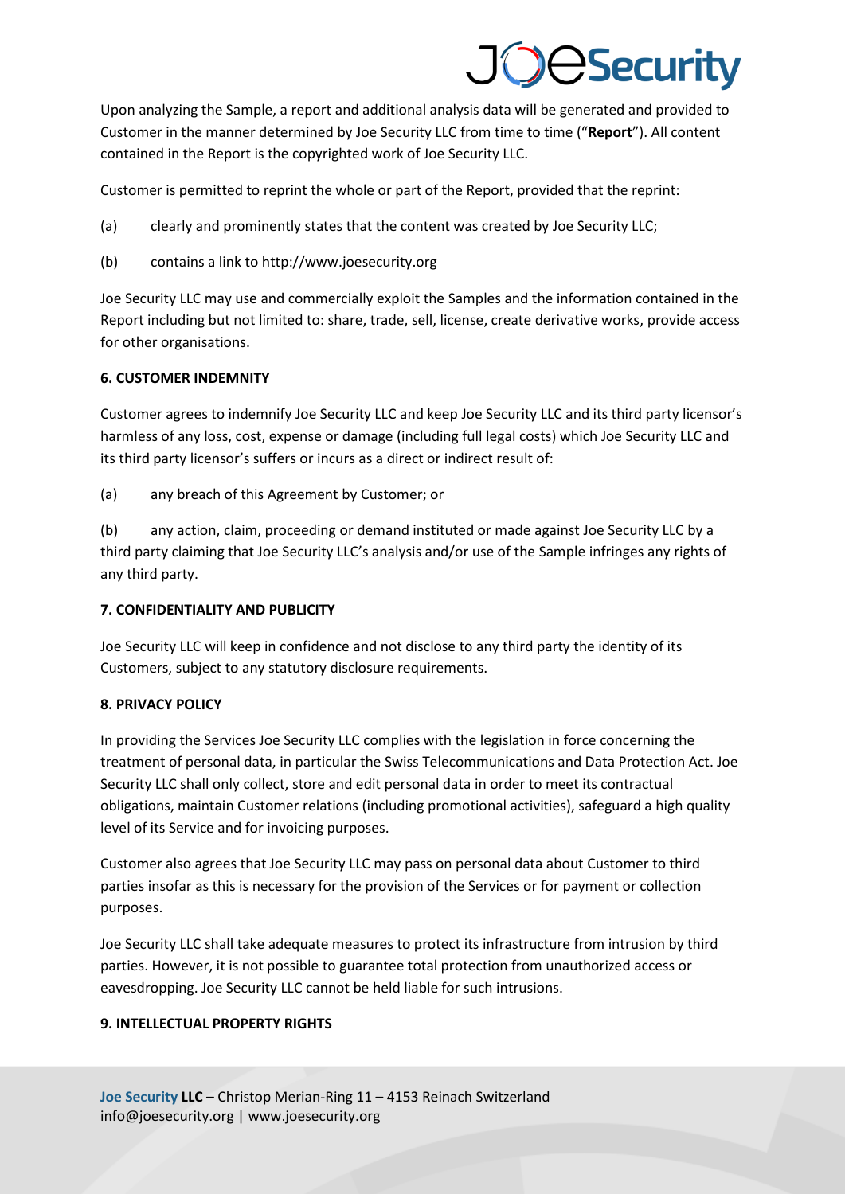Upon analyzing the Sample, a report and additional analysis data will be generated and provided to Customer in the manner determined by Joe Security LLC from time to time ("**Report**"). All content contained in the Report is the copyrighted work of Joe Security LLC.

Customer is permitted to reprint the whole or part of the Report, provided that the reprint:

(a) clearly and prominently states that the content was created by Joe Security LLC;

(b) contains a link to http://www.joesecurity.org

Joe Security LLC may use and commercially exploit the Samples and the information contained in the Report including but not limited to: share, trade, sell, license, create derivative works, provide access for other organisations.

**6. CUSTOMER INDEMNITY**

Customer agrees to indemnify Joe Security LLC and keep Joe Security LLC and its third party licensor's harmless of any loss, cost, expense or damage (including full legal costs) which Joe Security LLC and its third party licensor's suffers or incurs as a direct or indirect result of:

(a) any breach of this Agreement by Customer; or

(b) any action, claim, proceeding or demand instituted or made against Joe Security LLC by a third party claiming that Joe Security LLC's analysis and/or use of the Sample infringes any rights of any third party.

**7. CONFIDENTIALITY AND PUBLICITY**

Joe Security LLC will keep in confidence and not disclose to any third party the identity of its Customers, subject to any statutory disclosure requirements.

**8. PRIVACY POLICY**

In providing the Services Joe Security LLC complies with the legislation in force concerning the treatment of personal data, in particular the Swiss Telecommunications and Data Protection Act. Joe Security LLC shall only collect, store and edit personal data in order to meet its contractual obligations, maintain Customer relations (including promotional activities), safeguard a high quality level of its Service and for invoicing purposes.

Customer also agrees that Joe Security LLC may pass on personal data about Customer to third parties insofar as this is necessary for the provision of the Services or for payment or collection purposes.

Joe Security LLC shall take adequate measures to protect its infrastructure from intrusion by third parties. However, it is not possible to guarantee total protection from unauthorized access or eavesdropping. Joe Security LLC cannot be held liable for such intrusions.

**9. INTELLECTUAL PROPERTY RIGHTS**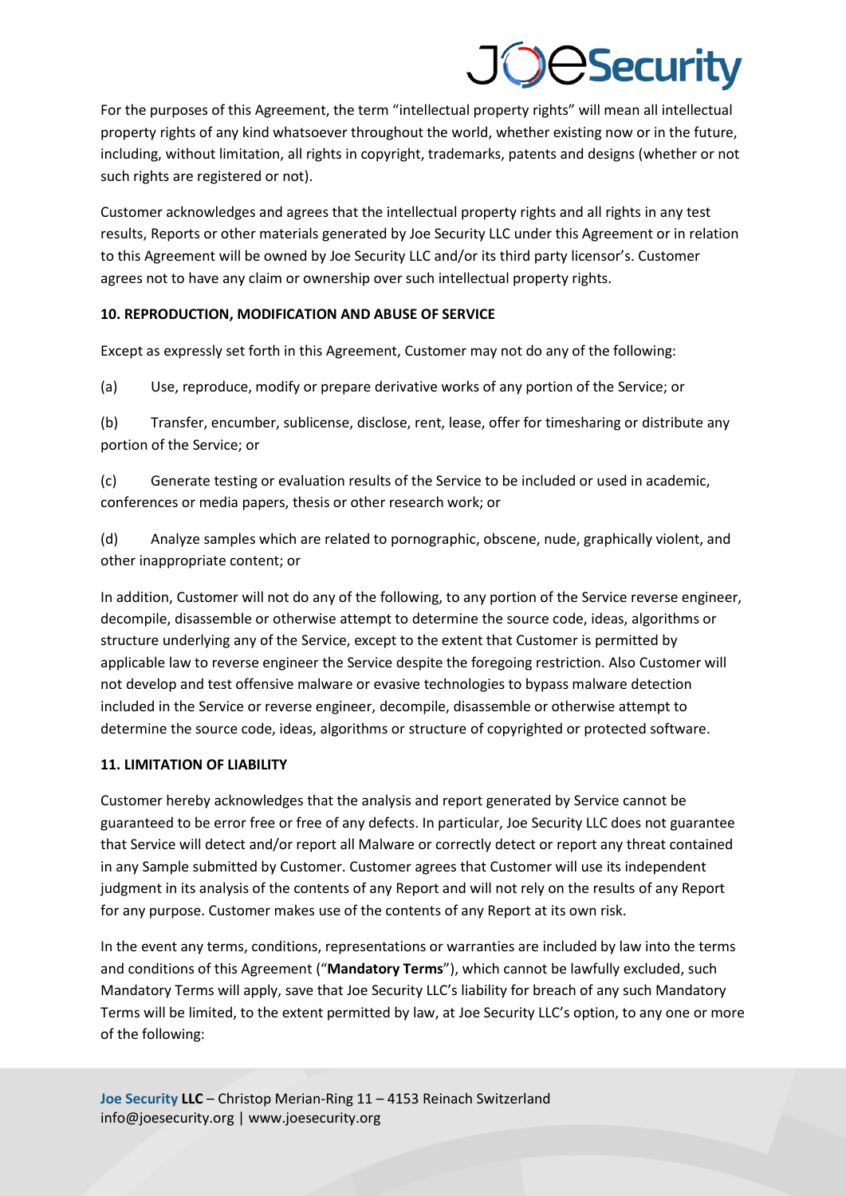For the purposes of this Agreement, the term “intellectual property rights” will mean all intellectual property rights of any kind whatsoever throughout the world, whether existing now or in the future, including, without limitation, all rights in copyright, trademarks, patents and designs (whether or not such rights are registered or not).

Customer acknowledges and agrees that the intellectual property rights and all rights in any test results, Reports or other materials generated by Joe Security LLC under this Agreement or in relation to this Agreement will be owned by Joe Security LLC and/or its third party licensor’s. Customer agrees not to have any claim or ownership over such intellectual property rights.

**10. REPRODUCTION, MODIFICATION AND ABUSE OF SERVICE**

Except as expressly set forth in this Agreement, Customer may not do any of the following:

(a) Use, reproduce, modify or prepare derivative works of any portion of the Service; or

(b) Transfer, encumber, sublicense, disclose, rent, lease, offer for timesharing or distribute any portion of the Service; or

(c) Generate testing or evaluation results of the Service to be included or used in academic, conferences or media papers, thesis or other research work; or

(d) Analyze samples which are related to pornographic, obscene, nude, graphically violent, and other inappropriate content; or

In addition, Customer will not do any of the following, to any portion of the Service reverse engineer, decompile, disassemble or otherwise attempt to determine the source code, ideas, algorithms or structure underlying any of the Service, except to the extent that Customer is permitted by applicable law to reverse engineer the Service despite the foregoing restriction. Also Customer will not develop and test offensive malware or evasive technologies to bypass malware detection included in the Service or reverse engineer, decompile, disassemble or otherwise attempt to determine the source code, ideas, algorithms or structure of copyrighted or protected software.

**11. LIMITATION OF LIABILITY**

Customer hereby acknowledges that the analysis and report generated by Service cannot be guaranteed to be error free or free of any defects. In particular, Joe Security LLC does not guarantee that Service will detect and/or report all Malware or correctly detect or report any threat contained in any Sample submitted by Customer. Customer agrees that Customer will use its independent judgment in its analysis of the contents of any Report and will not rely on the results of any Report for any purpose. Customer makes use of the contents of any Report at its own risk.

In the event any terms, conditions, representations or warranties are included by law into the terms and conditions of this Agreement (“**Mandatory Terms**”), which cannot be lawfully excluded, such Mandatory Terms will apply, save that Joe Security LLC’s liability for breach of any such Mandatory Terms will be limited, to the extent permitted by law, at Joe Security LLC’s option, to any one or more of the following: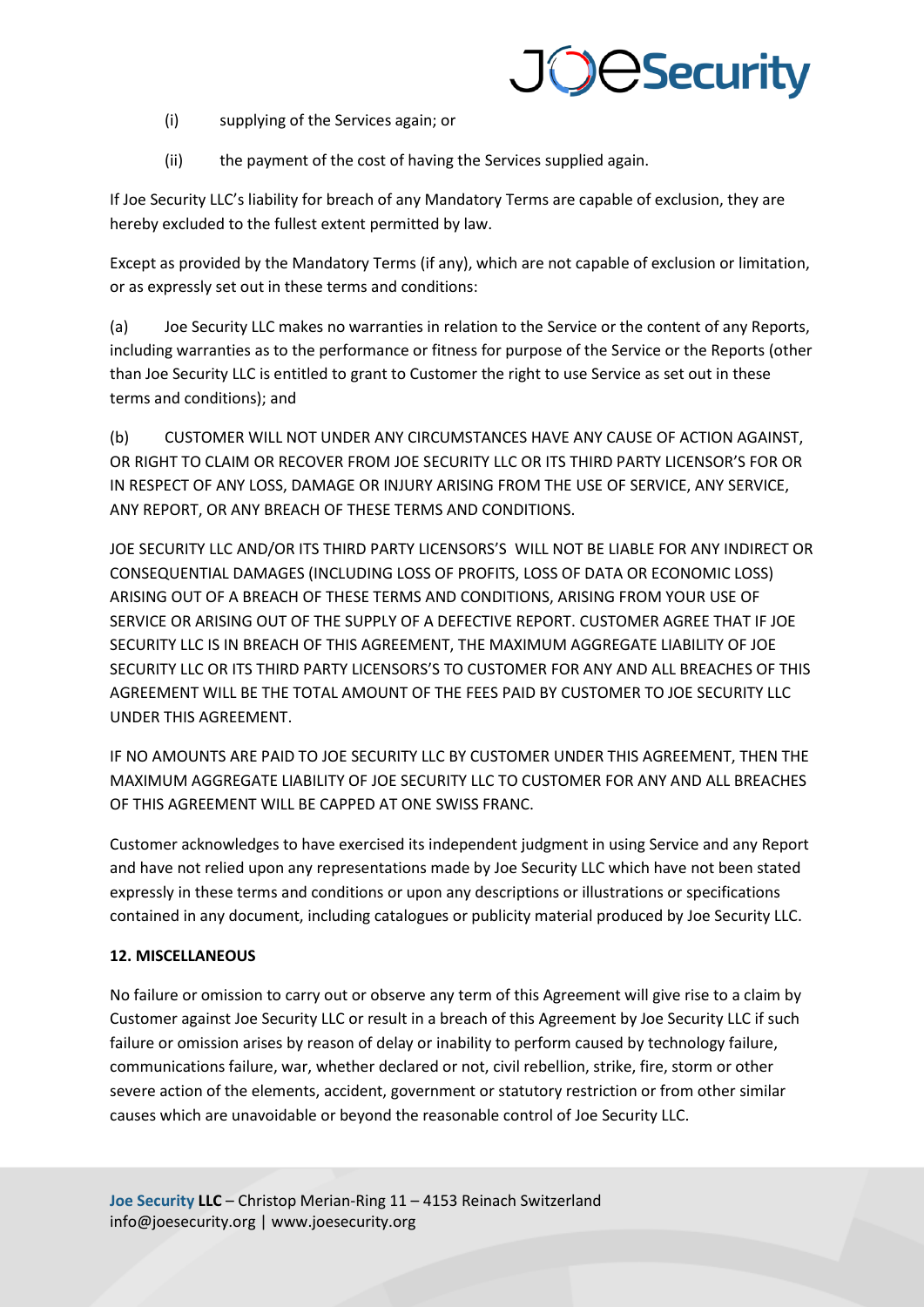(i) supplying of the Services again; or

(ii) the payment of the cost of having the Services supplied again.

If Joe Security LLC's liability for breach of any Mandatory Terms are capable of exclusion, they are hereby excluded to the fullest extent permitted by law.

Except as provided by the Mandatory Terms (if any), which are not capable of exclusion or limitation, or as expressly set out in these terms and conditions:

(a) Joe Security LLC makes no warranties in relation to the Service or the content of any Reports, including warranties as to the performance or fitness for purpose of the Service or the Reports (other than Joe Security LLC is entitled to grant to Customer the right to use Service as set out in these terms and conditions); and

(b) CUSTOMER WILL NOT UNDER ANY CIRCUMSTANCES HAVE ANY CAUSE OF ACTION AGAINST, OR RIGHT TO CLAIM OR RECOVER FROM JOE SECURITY LLC OR ITS THIRD PARTY LICENSOR'S FOR OR IN RESPECT OF ANY LOSS, DAMAGE OR INJURY ARISING FROM THE USE OF SERVICE, ANY SERVICE, ANY REPORT, OR ANY BREACH OF THESE TERMS AND CONDITIONS.

JOE SECURITY LLC AND/OR ITS THIRD PARTY LICENSORS'S WILL NOT BE LIABLE FOR ANY INDIRECT OR CONSEQUENTIAL DAMAGES (INCLUDING LOSS OF PROFITS, LOSS OF DATA OR ECONOMIC LOSS) ARISING OUT OF A BREACH OF THESE TERMS AND CONDITIONS, ARISING FROM YOUR USE OF SERVICE OR ARISING OUT OF THE SUPPLY OF A DEFECTIVE REPORT. CUSTOMER AGREE THAT IF JOE SECURITY LLC IS IN BREACH OF THIS AGREEMENT, THE MAXIMUM AGGREGATE LIABILITY OF JOE SECURITY LLC OR ITS THIRD PARTY LICENSORS'S TO CUSTOMER FOR ANY AND ALL BREACHES OF THIS AGREEMENT WILL BE THE TOTAL AMOUNT OF THE FEES PAID BY CUSTOMER TO JOE SECURITY LLC UNDER THIS AGREEMENT.

IF NO AMOUNTS ARE PAID TO JOE SECURITY LLC BY CUSTOMER UNDER THIS AGREEMENT, THEN THE MAXIMUM AGGREGATE LIABILITY OF JOE SECURITY LLC TO CUSTOMER FOR ANY AND ALL BREACHES OF THIS AGREEMENT WILL BE CAPPED AT ONE SWISS FRANC.

Customer acknowledges to have exercised its independent judgment in using Service and any Report and have not relied upon any representations made by Joe Security LLC which have not been stated expressly in these terms and conditions or upon any descriptions or illustrations or specifications contained in any document, including catalogues or publicity material produced by Joe Security LLC.

**12. MISCELLANEOUS**

No failure or omission to carry out or observe any term of this Agreement will give rise to a claim by Customer against Joe Security LLC or result in a breach of this Agreement by Joe Security LLC if such failure or omission arises by reason of delay or inability to perform caused by technology failure, communications failure, war, whether declared or not, civil rebellion, strike, fire, storm or other severe action of the elements, accident, government or statutory restriction or from other similar causes which are unavoidable or beyond the reasonable control of Joe Security LLC.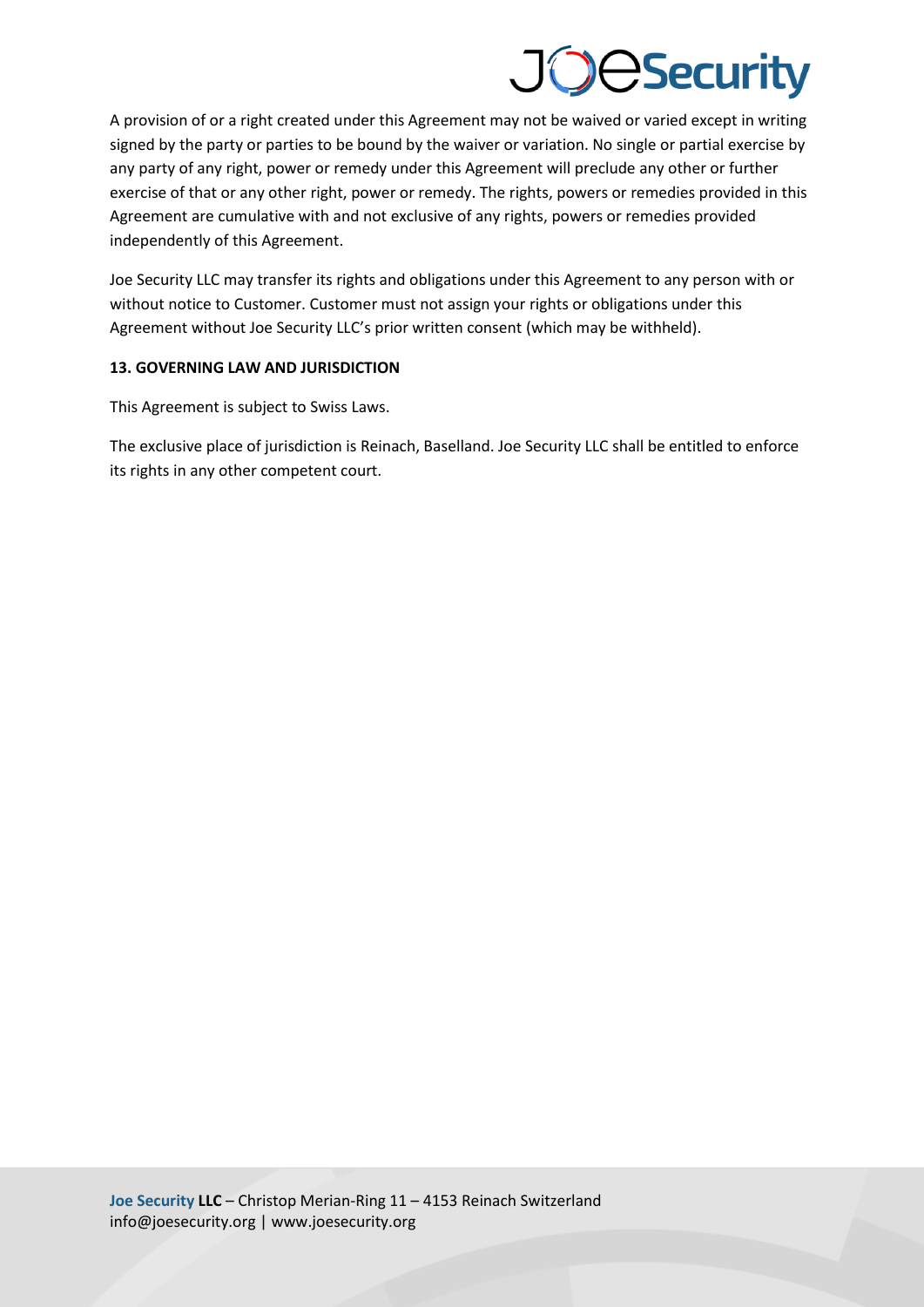A provision of or a right created under this Agreement may not be waived or varied except in writing signed by the party or parties to be bound by the waiver or variation. No single or partial exercise by any party of any right, power or remedy under this Agreement will preclude any other or further exercise of that or any other right, power or remedy. The rights, powers or remedies provided in this Agreement are cumulative with and not exclusive of any rights, powers or remedies provided independently of this Agreement.

Joe Security LLC may transfer its rights and obligations under this Agreement to any person with or without notice to Customer. Customer must not assign your rights or obligations under this Agreement without Joe Security LLC's prior written consent (which may be withheld).

**13. GOVERNING LAW AND JURISDICTION**

This Agreement is subject to Swiss Laws.

The exclusive place of jurisdiction is Reinach, Baselland. Joe Security LLC shall be entitled to enforce its rights in any other competent court.